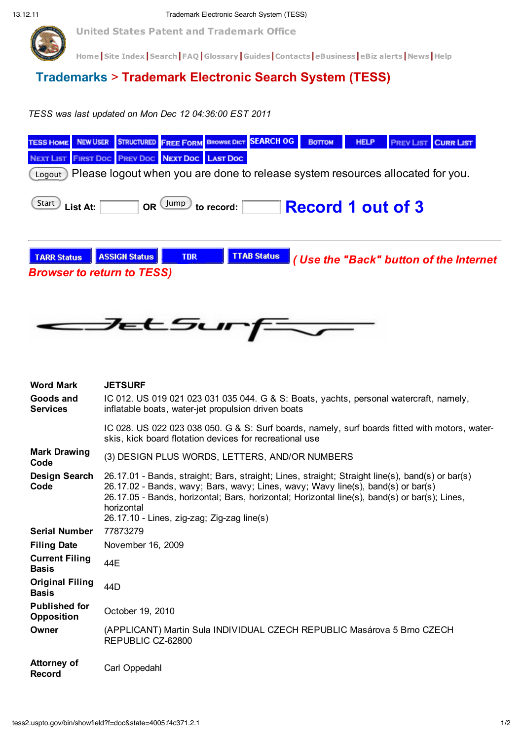United States Patent and Trademark Office

Home | Site Index | Search | FAQ | Glossary | Guides | Contacts | eBusiness | eBiz alerts | News | Help

# Trademarks > Trademark Electronic Search System (TESS)

*TESS was last updated on Mon Dec 12 04:36:00 EST 2011*

TESS HOME | NEW USER | STRUCTURED | FREE FORM | BROWSE DICT | SEARCH OG | BOTTOM | HELP | PREV LIST | CURR LIST | NEXT LIST | FIRST DOC | PREV DOC | NEXT DOC | LAST DOC

Logout Please logout when you are done to release system resources allocated for you.

Start List At: OR Jump to record: **Record 1 out of 3**

TARR Status | ASSIGN Status | TDR | TTAB Status ***( Use the "Back" button of the Internet Browser to return to TESS)***

| | |
|---|---|
| **Word Mark** | JETSURF |
| **Goods and Services** | IC 012. US 019 021 023 031 035 044. G & S: Boats, yachts, personal watercraft, namely, inflatable boats, water-jet propulsion driven boats |
| | IC 028. US 022 023 038 050. G & S: Surf boards, namely, surf boards fitted with motors, water-skis, kick board flotation devices for recreational use |
| **Mark Drawing Code** | (3) DESIGN PLUS WORDS, LETTERS, AND/OR NUMBERS |
| **Design Search Code** | 26.17.01 - Bands, straight; Bars, straight; Lines, straight; Straight line(s), band(s) or bar(s)<br>26.17.02 - Bands, wavy; Bars, wavy; Lines, wavy; Wavy line(s), band(s) or bar(s)<br>26.17.05 - Bands, horizontal; Bars, horizontal; Horizontal line(s), band(s) or bar(s); Lines, horizontal<br>26.17.10 - Lines, zig-zag; Zig-zag line(s) |
| **Serial Number** | 77873279 |
| **Filing Date** | November 16, 2009 |
| **Current Filing Basis** | 44E |
| **Original Filing Basis** | 44D |
| **Published for Opposition** | October 19, 2010 |
| **Owner** | (APPLICANT) Martin Sula INDIVIDUAL CZECH REPUBLIC Masárova 5 Brno CZECH REPUBLIC CZ-62800 |
| **Attorney of Record** | Carl Oppedahl |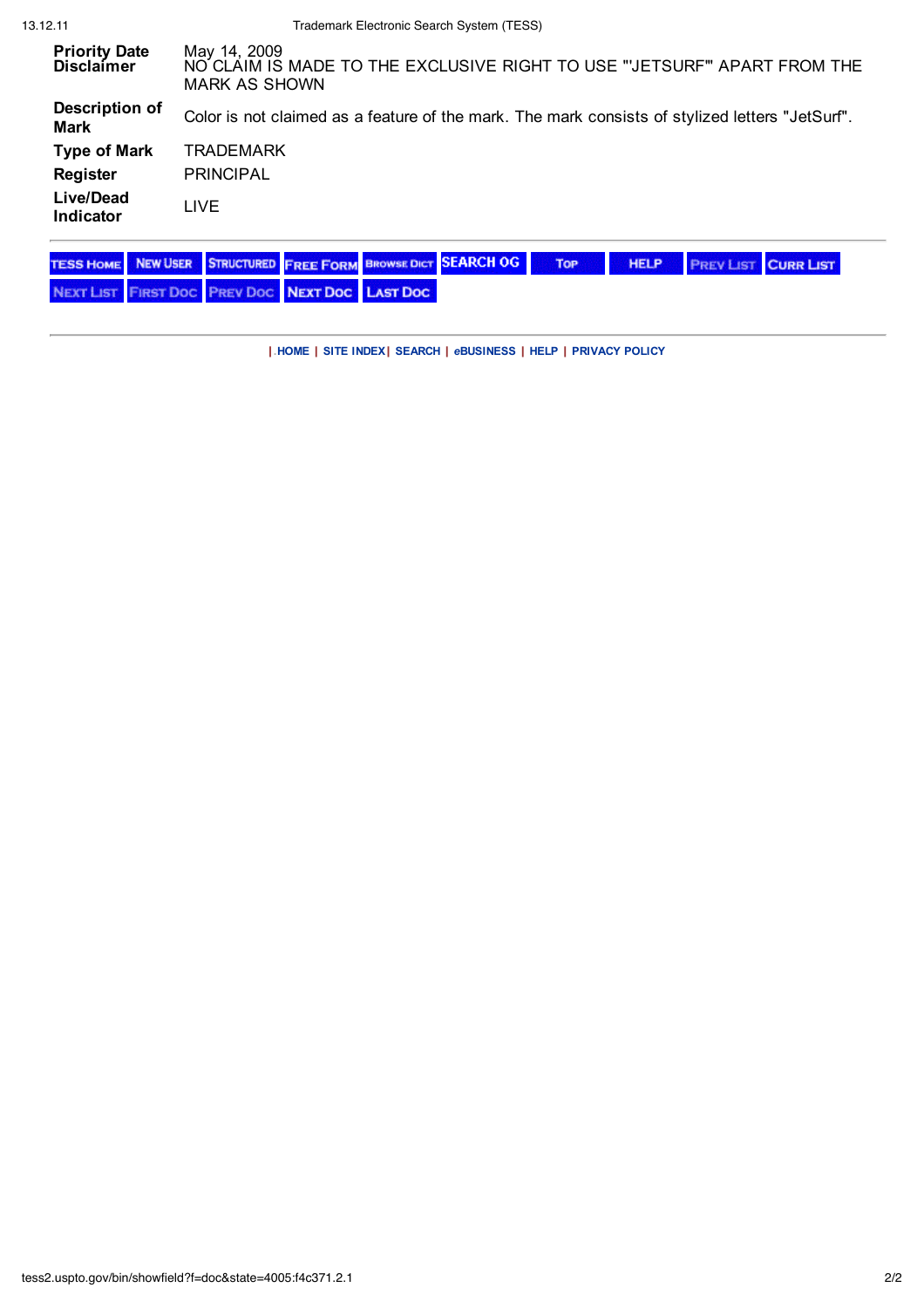| | |
|---|---|
| **Priority Date** | May 14, 2009 |
| **Disclaimer** | NO CLAIM IS MADE TO THE EXCLUSIVE RIGHT TO USE "'JETSURF'" APART FROM THE MARK AS SHOWN |
| **Description of Mark** | Color is not claimed as a feature of the mark. The mark consists of stylized letters "JetSurf". |
| **Type of Mark** | TRADEMARK |
| **Register** | PRINCIPAL |
| **Live/Dead Indicator** | LIVE |

TESS HOME | NEW USER | STRUCTURED | FREE FORM | BROWSE DICT | SEARCH OG | TOP | HELP | PREV LIST | CURR LIST | NEXT LIST | FIRST DOC | PREV DOC | NEXT DOC | LAST DOC

| HOME | SITE INDEX | SEARCH | eBUSINESS | HELP | PRIVACY POLICY